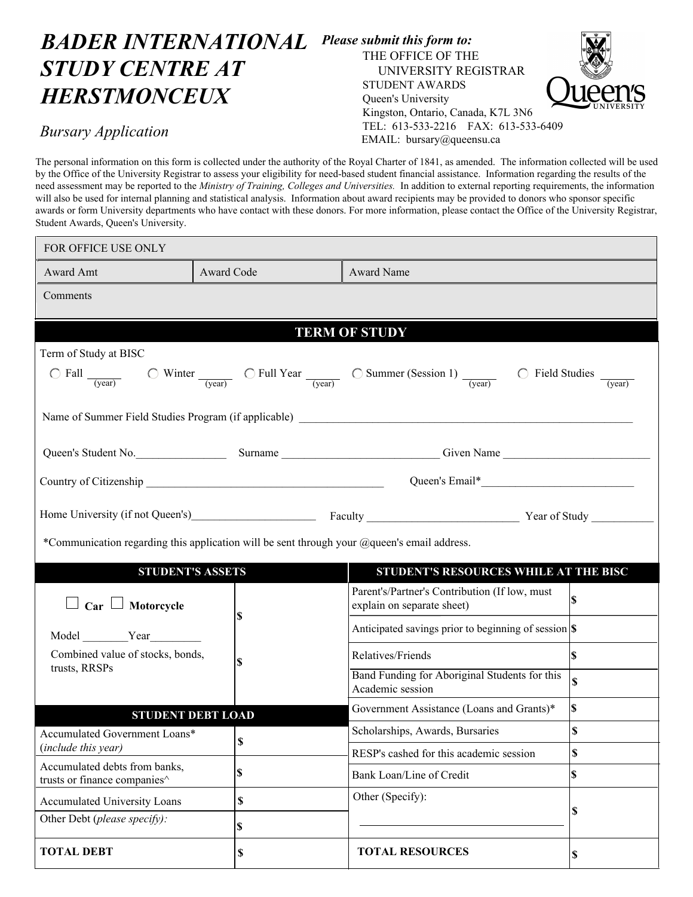# BADER INTERNATIONAL STUDY CENTRE AT HERSTMONCEUX

*Bursary Application*

***Please submit this form to:***
THE OFFICE OF THE UNIVERSITY REGISTRAR
STUDENT AWARDS
Queen's University
Kingston, Ontario, Canada, K7L 3N6
TEL: 613-533-2216 FAX: 613-533-6409
EMAIL: bursary@queensu.ca

The personal information on this form is collected under the authority of the Royal Charter of 1841, as amended. The information collected will be used by the Office of the University Registrar to assess your eligibility for need-based student financial assistance. Information regarding the results of the need assessment may be reported to the *Ministry of Training, Colleges and Universities.* In addition to external reporting requirements, the information will also be used for internal planning and statistical analysis. Information about award recipients may be provided to donors who sponsor specific awards or form University departments who have contact with these donors. For more information, please contact the Office of the University Registrar, Student Awards, Queen's University.

| FOR OFFICE USE ONLY | | |
|---|---|---|
| Award Amt | Award Code | Award Name |
| Comments | | |

## TERM OF STUDY

Term of Study at BISC

○ Fall ______ (year) ○ Winter ______ (year) ○ Full Year ______ (year) ○ Summer (Session 1) ______ (year) ○ Field Studies ______ (year)

Name of Summer Field Studies Program (if applicable) ____________________

Queen's Student No.________________ Surname ____________________ Given Name ____________________

Country of Citizenship ____________________ Queen's Email*____________________

Home University (if not Queen's)____________________ Faculty ____________________ Year of Study ___________

*Communication regarding this application will be sent through your @queen's email address.

| STUDENT'S ASSETS | |
|---|---|
| ☐ **Car** ☐ **Motorcycle**<br>Model ________Year_________ | $ |
| Combined value of stocks, bonds, trusts, RRSPs | $ |

| STUDENT DEBT LOAD | |
|---|---|
| Accumulated Government Loans* (*include this year*) | $ |
| Accumulated debts from banks, trusts or finance companies^ | $ |
| Accumulated University Loans | $ |
| Other Debt (*please specify):* | $ |
| **TOTAL DEBT** | $ |

| STUDENT'S RESOURCES WHILE AT THE BISC | |
|---|---|
| Parent's/Partner's Contribution (If low, must explain on separate sheet) | $ |
| Anticipated savings prior to beginning of session | $ |
| Relatives/Friends | $ |
| Band Funding for Aboriginal Students for this Academic session | $ |
| Government Assistance (Loans and Grants)* | $ |
| Scholarships, Awards, Bursaries | $ |
| RESP's cashed for this academic session | $ |
| Bank Loan/Line of Credit | $ |
| Other (Specify): ____________________ | $ |
| **TOTAL RESOURCES** | $ |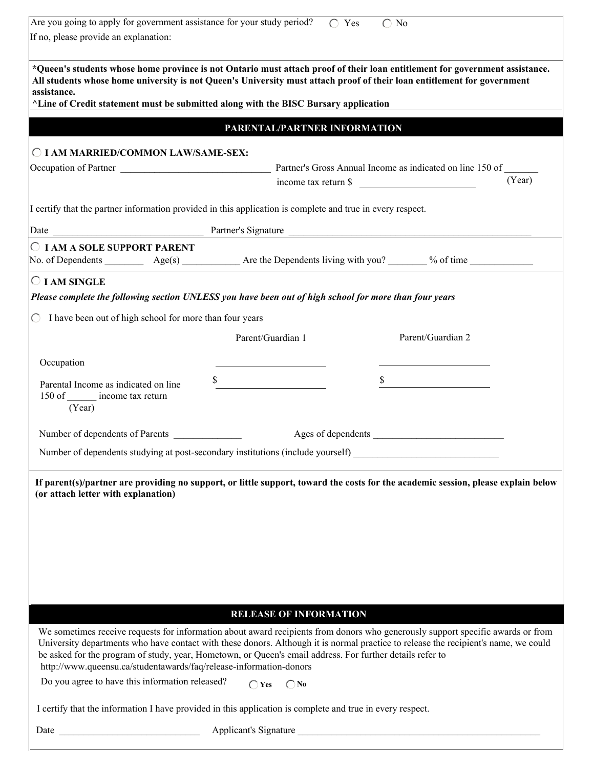Are you going to apply for government assistance for your study period? ◯ Yes ◯ No

If no, please provide an explanation:

**\*Queen's students whose home province is not Ontario must attach proof of their loan entitlement for government assistance. All students whose home university is not Queen's University must attach proof of their loan entitlement for government assistance.**

**^Line of Credit statement must be submitted along with the BISC Bursary application**

## PARENTAL/PARTNER INFORMATION

◯ **I AM MARRIED/COMMON LAW/SAME-SEX:**

Occupation of Partner ______________________________ Partner's Gross Annual Income as indicated on line 150 of _______ (Year) income tax return $ ______________________

I certify that the partner information provided in this application is complete and true in every respect.

Date ______________________________ Partner's Signature ______________________________________________

◯ **I AM A SOLE SUPPORT PARENT**

No. of Dependents ________ Age(s) ___________ Are the Dependents living with you? ________ % of time _____________

◯ **I AM SINGLE**

***Please complete the following section UNLESS you have been out of high school for more than four years***

◯ I have been out of high school for more than four years

| | Parent/Guardian 1 | Parent/Guardian 2 |
|---|---|---|
| Occupation | ______________________ | ______________________ |
| Parental Income as indicated on line 150 of ______ (Year) income tax return | $ ______________________ | $ ______________________ |

Number of dependents of Parents ______________ Ages of dependents __________________________

Number of dependents studying at post-secondary institutions (include yourself) ______________________________

**If parent(s)/partner are providing no support, or little support, toward the costs for the academic session, please explain below (or attach letter with explanation)**

## RELEASE OF INFORMATION

We sometimes receive requests for information about award recipients from donors who generously support specific awards or from University departments who have contact with these donors. Although it is normal practice to release the recipient's name, we could be asked for the program of study, year, Hometown, or Queen's email address. For further details refer to http://www.queensu.ca/studentawards/faq/release-information-donors

Do you agree to have this information released? ◯ **Yes** ◯ **No**

I certify that the information I have provided in this application is complete and true in every respect.

Date _____________________________ Applicant's Signature ____________________________________________________